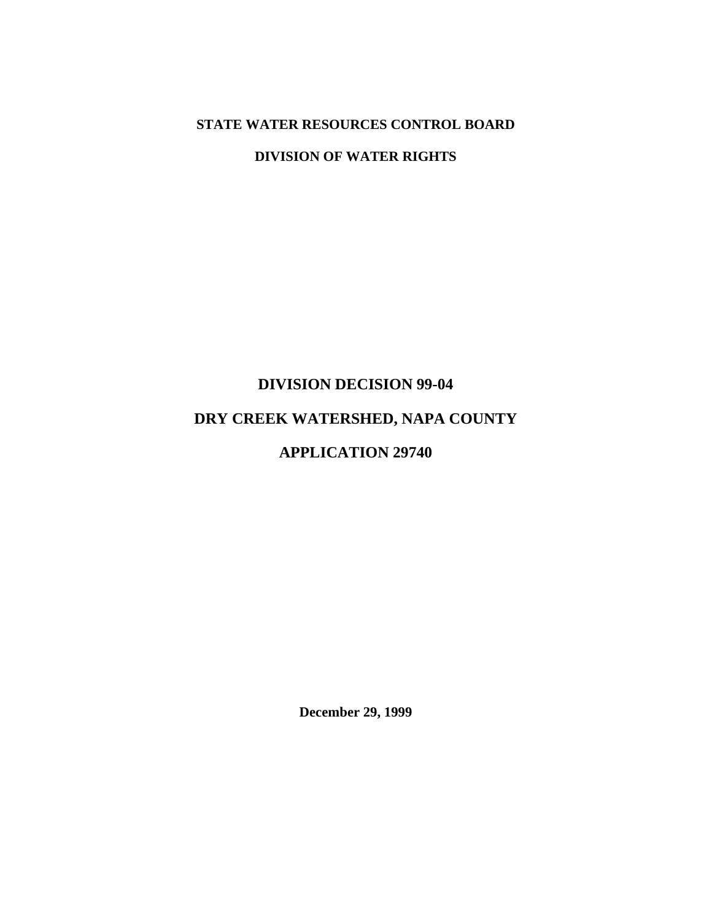**STATE WATER RESOURCES CONTROL BOARD**

**DIVISION OF WATER RIGHTS**

# DIVISION DECISION 99-04

# DRY CREEK WATERSHED, NAPA COUNTY

# APPLICATION 29740

**December 29, 1999**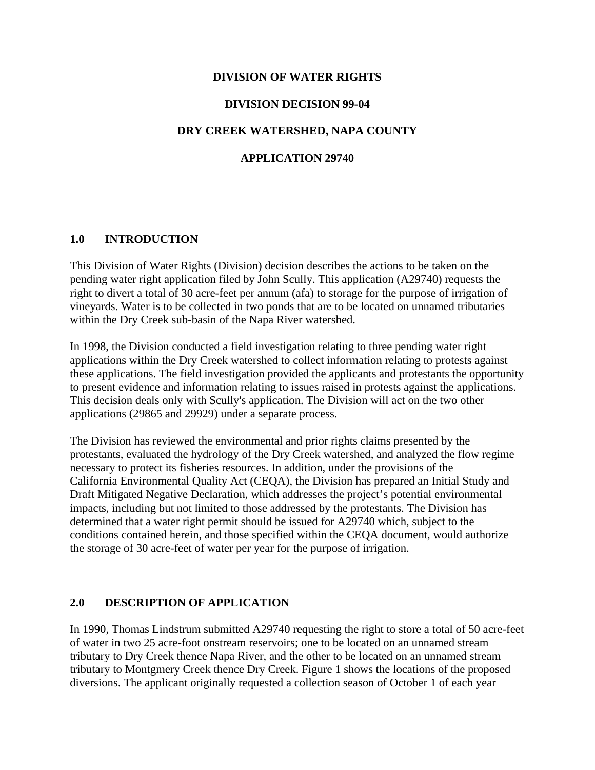**DIVISION OF WATER RIGHTS**

**DIVISION DECISION 99-04**

**DRY CREEK WATERSHED, NAPA COUNTY**

**APPLICATION 29740**

## 1.0 INTRODUCTION

This Division of Water Rights (Division) decision describes the actions to be taken on the pending water right application filed by John Scully. This application (A29740) requests the right to divert a total of 30 acre-feet per annum (afa) to storage for the purpose of irrigation of vineyards. Water is to be collected in two ponds that are to be located on unnamed tributaries within the Dry Creek sub-basin of the Napa River watershed.

In 1998, the Division conducted a field investigation relating to three pending water right applications within the Dry Creek watershed to collect information relating to protests against these applications. The field investigation provided the applicants and protestants the opportunity to present evidence and information relating to issues raised in protests against the applications. This decision deals only with Scully's application. The Division will act on the two other applications (29865 and 29929) under a separate process.

The Division has reviewed the environmental and prior rights claims presented by the protestants, evaluated the hydrology of the Dry Creek watershed, and analyzed the flow regime necessary to protect its fisheries resources. In addition, under the provisions of the California Environmental Quality Act (CEQA), the Division has prepared an Initial Study and Draft Mitigated Negative Declaration, which addresses the project's potential environmental impacts, including but not limited to those addressed by the protestants. The Division has determined that a water right permit should be issued for A29740 which, subject to the conditions contained herein, and those specified within the CEQA document, would authorize the storage of 30 acre-feet of water per year for the purpose of irrigation.

## 2.0 DESCRIPTION OF APPLICATION

In 1990, Thomas Lindstrum submitted A29740 requesting the right to store a total of 50 acre-feet of water in two 25 acre-foot onstream reservoirs; one to be located on an unnamed stream tributary to Dry Creek thence Napa River, and the other to be located on an unnamed stream tributary to Montgmery Creek thence Dry Creek. Figure 1 shows the locations of the proposed diversions. The applicant originally requested a collection season of October 1 of each year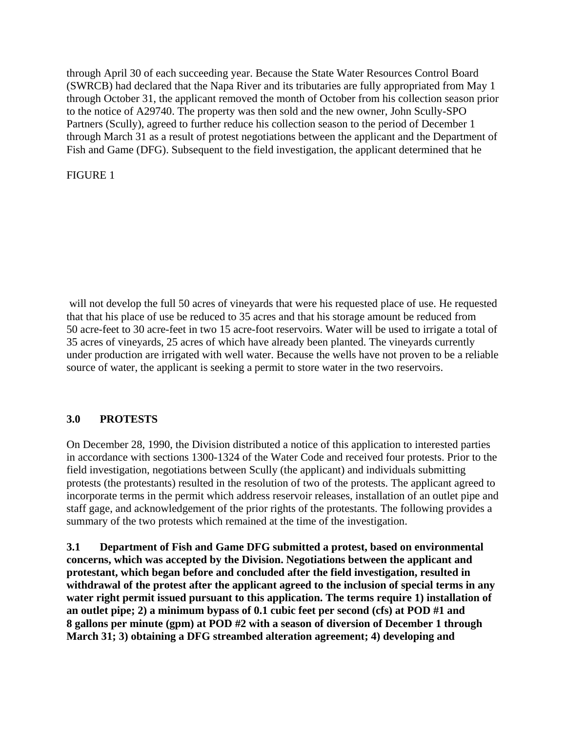through April 30 of each succeeding year. Because the State Water Resources Control Board (SWRCB) had declared that the Napa River and its tributaries are fully appropriated from May 1 through October 31, the applicant removed the month of October from his collection season prior to the notice of A29740. The property was then sold and the new owner, John Scully-SPO Partners (Scully), agreed to further reduce his collection season to the period of December 1 through March 31 as a result of protest negotiations between the applicant and the Department of Fish and Game (DFG). Subsequent to the field investigation, the applicant determined that he

FIGURE 1

will not develop the full 50 acres of vineyards that were his requested place of use. He requested that that his place of use be reduced to 35 acres and that his storage amount be reduced from 50 acre-feet to 30 acre-feet in two 15 acre-foot reservoirs. Water will be used to irrigate a total of 35 acres of vineyards, 25 acres of which have already been planted. The vineyards currently under production are irrigated with well water. Because the wells have not proven to be a reliable source of water, the applicant is seeking a permit to store water in the two reservoirs.

### 3.0 PROTESTS

On December 28, 1990, the Division distributed a notice of this application to interested parties in accordance with sections 1300-1324 of the Water Code and received four protests. Prior to the field investigation, negotiations between Scully (the applicant) and individuals submitting protests (the protestants) resulted in the resolution of two of the protests. The applicant agreed to incorporate terms in the permit which address reservoir releases, installation of an outlet pipe and staff gage, and acknowledgement of the prior rights of the protestants. The following provides a summary of the two protests which remained at the time of the investigation.

**3.1 Department of Fish and Game DFG submitted a protest, based on environmental concerns, which was accepted by the Division. Negotiations between the applicant and protestant, which began before and concluded after the field investigation, resulted in withdrawal of the protest after the applicant agreed to the inclusion of special terms in any water right permit issued pursuant to this application. The terms require 1) installation of an outlet pipe; 2) a minimum bypass of 0.1 cubic feet per second (cfs) at POD #1 and 8 gallons per minute (gpm) at POD #2 with a season of diversion of December 1 through March 31; 3) obtaining a DFG streambed alteration agreement; 4) developing and**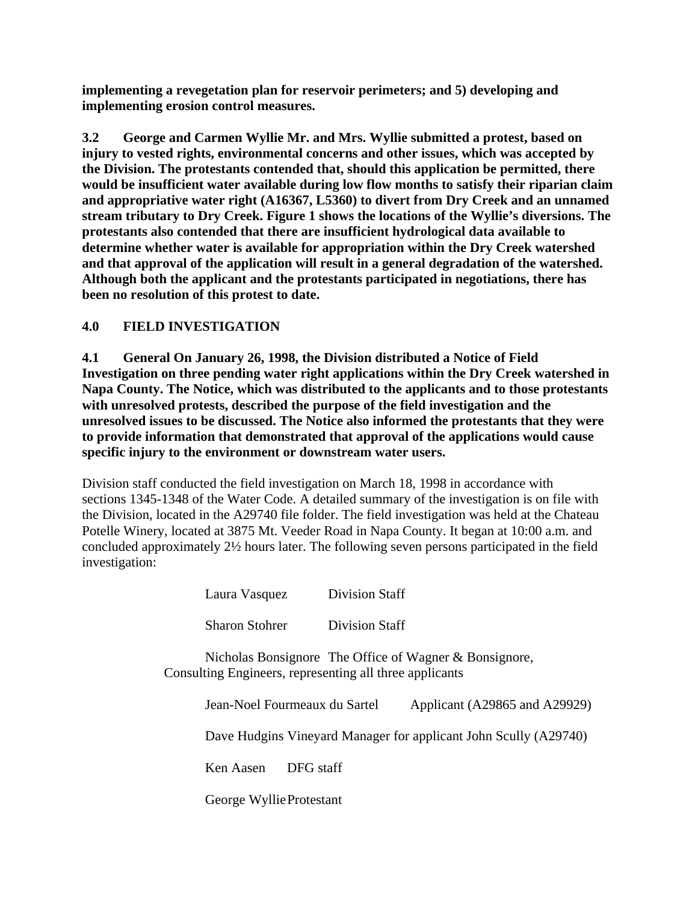**implementing a revegetation plan for reservoir perimeters; and 5) developing and implementing erosion control measures.**

**3.2 George and Carmen Wyllie Mr. and Mrs. Wyllie submitted a protest, based on injury to vested rights, environmental concerns and other issues, which was accepted by the Division. The protestants contended that, should this application be permitted, there would be insufficient water available during low flow months to satisfy their riparian claim and appropriative water right (A16367, L5360) to divert from Dry Creek and an unnamed stream tributary to Dry Creek. Figure 1 shows the locations of the Wyllie's diversions. The protestants also contended that there are insufficient hydrological data available to determine whether water is available for appropriation within the Dry Creek watershed and that approval of the application will result in a general degradation of the watershed. Although both the applicant and the protestants participated in negotiations, there has been no resolution of this protest to date.**

## 4.0 FIELD INVESTIGATION

**4.1 General On January 26, 1998, the Division distributed a Notice of Field Investigation on three pending water right applications within the Dry Creek watershed in Napa County. The Notice, which was distributed to the applicants and to those protestants with unresolved protests, described the purpose of the field investigation and the unresolved issues to be discussed. The Notice also informed the protestants that they were to provide information that demonstrated that approval of the applications would cause specific injury to the environment or downstream water users.**

Division staff conducted the field investigation on March 18, 1998 in accordance with sections 1345-1348 of the Water Code. A detailed summary of the investigation is on file with the Division, located in the A29740 file folder. The field investigation was held at the Chateau Potelle Winery, located at 3875 Mt. Veeder Road in Napa County. It began at 10:00 a.m. and concluded approximately 2½ hours later. The following seven persons participated in the field investigation:

Laura Vasquez Division Staff

Sharon Stohrer Division Staff

Nicholas Bonsignore The Office of Wagner & Bonsignore, Consulting Engineers, representing all three applicants

Jean-Noel Fourmeaux du Sartel Applicant (A29865 and A29929)

Dave Hudgins Vineyard Manager for applicant John Scully (A29740)

Ken Aasen DFG staff

George Wyllie Protestant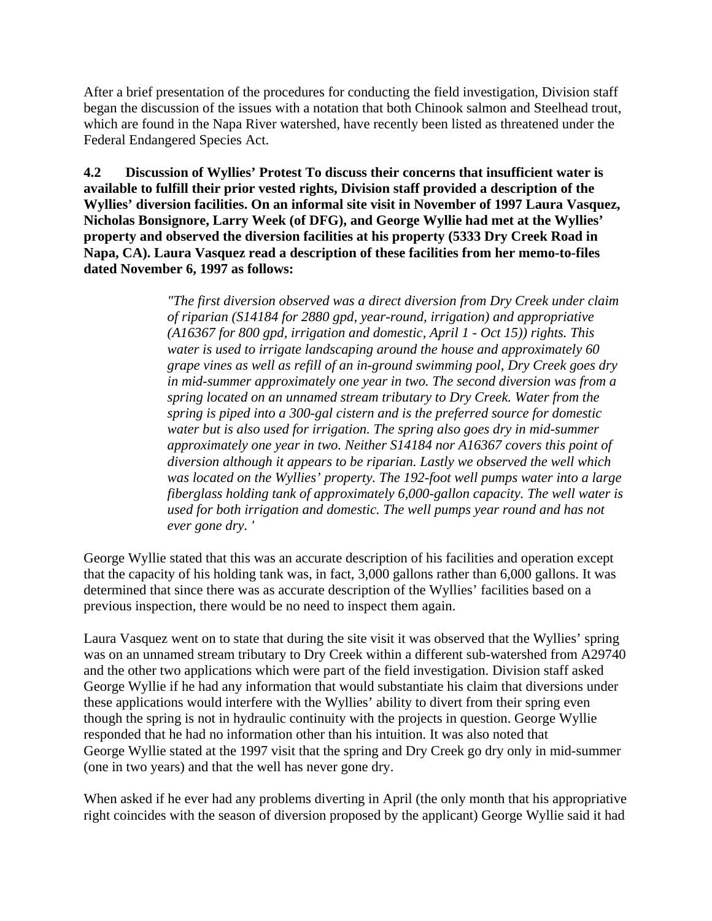After a brief presentation of the procedures for conducting the field investigation, Division staff began the discussion of the issues with a notation that both Chinook salmon and Steelhead trout, which are found in the Napa River watershed, have recently been listed as threatened under the Federal Endangered Species Act.

**4.2 Discussion of Wyllies' Protest To discuss their concerns that insufficient water is available to fulfill their prior vested rights, Division staff provided a description of the Wyllies' diversion facilities. On an informal site visit in November of 1997 Laura Vasquez, Nicholas Bonsignore, Larry Week (of DFG), and George Wyllie had met at the Wyllies' property and observed the diversion facilities at his property (5333 Dry Creek Road in Napa, CA). Laura Vasquez read a description of these facilities from her memo-to-files dated November 6, 1997 as follows:**

> *"The first diversion observed was a direct diversion from Dry Creek under claim of riparian (S14184 for 2880 gpd, year-round, irrigation) and appropriative (A16367 for 800 gpd, irrigation and domestic, April 1 - Oct 15)) rights. This water is used to irrigate landscaping around the house and approximately 60 grape vines as well as refill of an in-ground swimming pool, Dry Creek goes dry in mid-summer approximately one year in two. The second diversion was from a spring located on an unnamed stream tributary to Dry Creek. Water from the spring is piped into a 300-gal cistern and is the preferred source for domestic water but is also used for irrigation. The spring also goes dry in mid-summer approximately one year in two. Neither S14184 nor A16367 covers this point of diversion although it appears to be riparian. Lastly we observed the well which was located on the Wyllies' property. The 192-foot well pumps water into a large fiberglass holding tank of approximately 6,000-gallon capacity. The well water is used for both irrigation and domestic. The well pumps year round and has not ever gone dry. '*

George Wyllie stated that this was an accurate description of his facilities and operation except that the capacity of his holding tank was, in fact, 3,000 gallons rather than 6,000 gallons. It was determined that since there was as accurate description of the Wyllies' facilities based on a previous inspection, there would be no need to inspect them again.

Laura Vasquez went on to state that during the site visit it was observed that the Wyllies' spring was on an unnamed stream tributary to Dry Creek within a different sub-watershed from A29740 and the other two applications which were part of the field investigation. Division staff asked George Wyllie if he had any information that would substantiate his claim that diversions under these applications would interfere with the Wyllies' ability to divert from their spring even though the spring is not in hydraulic continuity with the projects in question. George Wyllie responded that he had no information other than his intuition. It was also noted that George Wyllie stated at the 1997 visit that the spring and Dry Creek go dry only in mid-summer (one in two years) and that the well has never gone dry.

When asked if he ever had any problems diverting in April (the only month that his appropriative right coincides with the season of diversion proposed by the applicant) George Wyllie said it had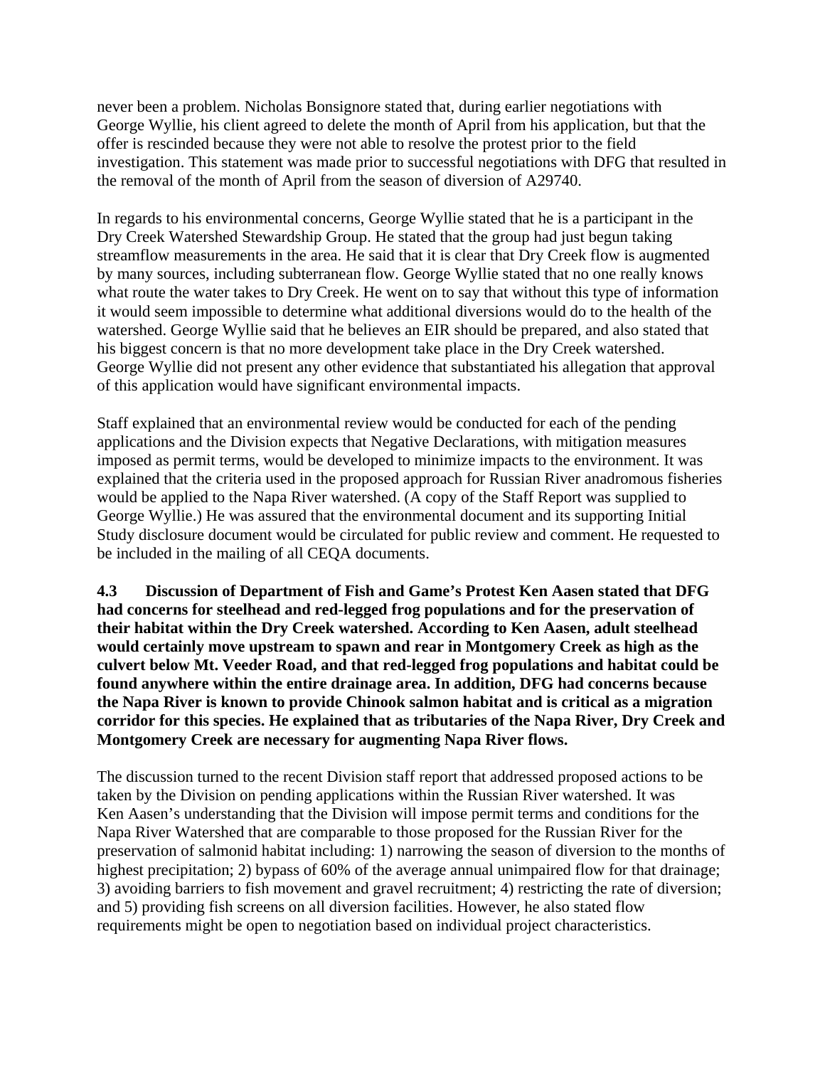never been a problem. Nicholas Bonsignore stated that, during earlier negotiations with George Wyllie, his client agreed to delete the month of April from his application, but that the offer is rescinded because they were not able to resolve the protest prior to the field investigation. This statement was made prior to successful negotiations with DFG that resulted in the removal of the month of April from the season of diversion of A29740.

In regards to his environmental concerns, George Wyllie stated that he is a participant in the Dry Creek Watershed Stewardship Group. He stated that the group had just begun taking streamflow measurements in the area. He said that it is clear that Dry Creek flow is augmented by many sources, including subterranean flow. George Wyllie stated that no one really knows what route the water takes to Dry Creek. He went on to say that without this type of information it would seem impossible to determine what additional diversions would do to the health of the watershed. George Wyllie said that he believes an EIR should be prepared, and also stated that his biggest concern is that no more development take place in the Dry Creek watershed. George Wyllie did not present any other evidence that substantiated his allegation that approval of this application would have significant environmental impacts.

Staff explained that an environmental review would be conducted for each of the pending applications and the Division expects that Negative Declarations, with mitigation measures imposed as permit terms, would be developed to minimize impacts to the environment. It was explained that the criteria used in the proposed approach for Russian River anadromous fisheries would be applied to the Napa River watershed. (A copy of the Staff Report was supplied to George Wyllie.) He was assured that the environmental document and its supporting Initial Study disclosure document would be circulated for public review and comment. He requested to be included in the mailing of all CEQA documents.

**4.3 Discussion of Department of Fish and Game's Protest Ken Aasen stated that DFG had concerns for steelhead and red-legged frog populations and for the preservation of their habitat within the Dry Creek watershed. According to Ken Aasen, adult steelhead would certainly move upstream to spawn and rear in Montgomery Creek as high as the culvert below Mt. Veeder Road, and that red-legged frog populations and habitat could be found anywhere within the entire drainage area. In addition, DFG had concerns because the Napa River is known to provide Chinook salmon habitat and is critical as a migration corridor for this species. He explained that as tributaries of the Napa River, Dry Creek and Montgomery Creek are necessary for augmenting Napa River flows.**

The discussion turned to the recent Division staff report that addressed proposed actions to be taken by the Division on pending applications within the Russian River watershed. It was Ken Aasen's understanding that the Division will impose permit terms and conditions for the Napa River Watershed that are comparable to those proposed for the Russian River for the preservation of salmonid habitat including: 1) narrowing the season of diversion to the months of highest precipitation; 2) bypass of 60% of the average annual unimpaired flow for that drainage; 3) avoiding barriers to fish movement and gravel recruitment; 4) restricting the rate of diversion; and 5) providing fish screens on all diversion facilities. However, he also stated flow requirements might be open to negotiation based on individual project characteristics.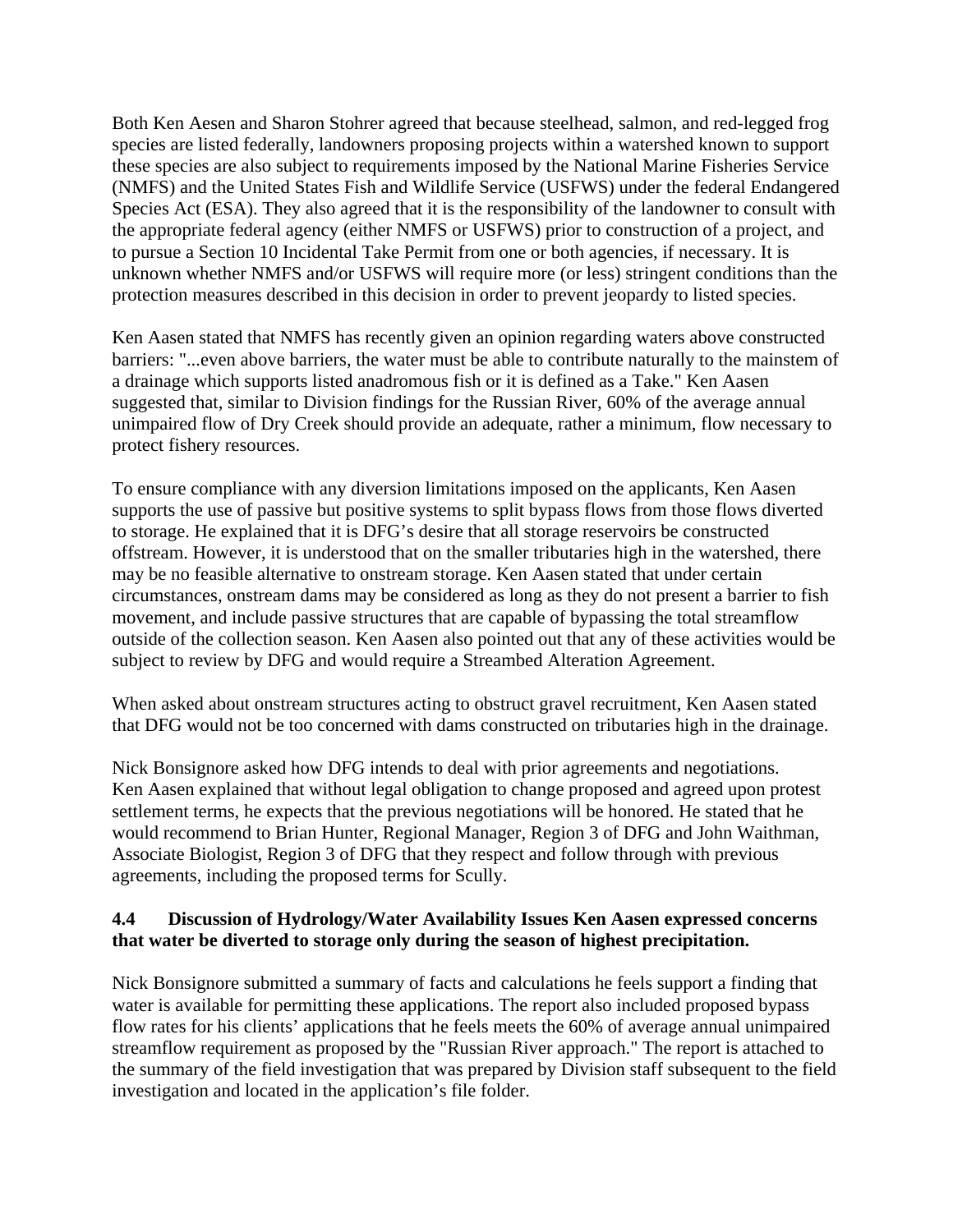Both Ken Aesen and Sharon Stohrer agreed that because steelhead, salmon, and red-legged frog species are listed federally, landowners proposing projects within a watershed known to support these species are also subject to requirements imposed by the National Marine Fisheries Service (NMFS) and the United States Fish and Wildlife Service (USFWS) under the federal Endangered Species Act (ESA). They also agreed that it is the responsibility of the landowner to consult with the appropriate federal agency (either NMFS or USFWS) prior to construction of a project, and to pursue a Section 10 Incidental Take Permit from one or both agencies, if necessary. It is unknown whether NMFS and/or USFWS will require more (or less) stringent conditions than the protection measures described in this decision in order to prevent jeopardy to listed species.

Ken Aasen stated that NMFS has recently given an opinion regarding waters above constructed barriers: "...even above barriers, the water must be able to contribute naturally to the mainstem of a drainage which supports listed anadromous fish or it is defined as a Take." Ken Aasen suggested that, similar to Division findings for the Russian River, 60% of the average annual unimpaired flow of Dry Creek should provide an adequate, rather a minimum, flow necessary to protect fishery resources.

To ensure compliance with any diversion limitations imposed on the applicants, Ken Aasen supports the use of passive but positive systems to split bypass flows from those flows diverted to storage. He explained that it is DFG's desire that all storage reservoirs be constructed offstream. However, it is understood that on the smaller tributaries high in the watershed, there may be no feasible alternative to onstream storage. Ken Aasen stated that under certain circumstances, onstream dams may be considered as long as they do not present a barrier to fish movement, and include passive structures that are capable of bypassing the total streamflow outside of the collection season. Ken Aasen also pointed out that any of these activities would be subject to review by DFG and would require a Streambed Alteration Agreement.

When asked about onstream structures acting to obstruct gravel recruitment, Ken Aasen stated that DFG would not be too concerned with dams constructed on tributaries high in the drainage.

Nick Bonsignore asked how DFG intends to deal with prior agreements and negotiations. Ken Aasen explained that without legal obligation to change proposed and agreed upon protest settlement terms, he expects that the previous negotiations will be honored. He stated that he would recommend to Brian Hunter, Regional Manager, Region 3 of DFG and John Waithman, Associate Biologist, Region 3 of DFG that they respect and follow through with previous agreements, including the proposed terms for Scully.

**4.4 Discussion of Hydrology/Water Availability Issues Ken Aasen expressed concerns that water be diverted to storage only during the season of highest precipitation.**

Nick Bonsignore submitted a summary of facts and calculations he feels support a finding that water is available for permitting these applications. The report also included proposed bypass flow rates for his clients' applications that he feels meets the 60% of average annual unimpaired streamflow requirement as proposed by the "Russian River approach." The report is attached to the summary of the field investigation that was prepared by Division staff subsequent to the field investigation and located in the application's file folder.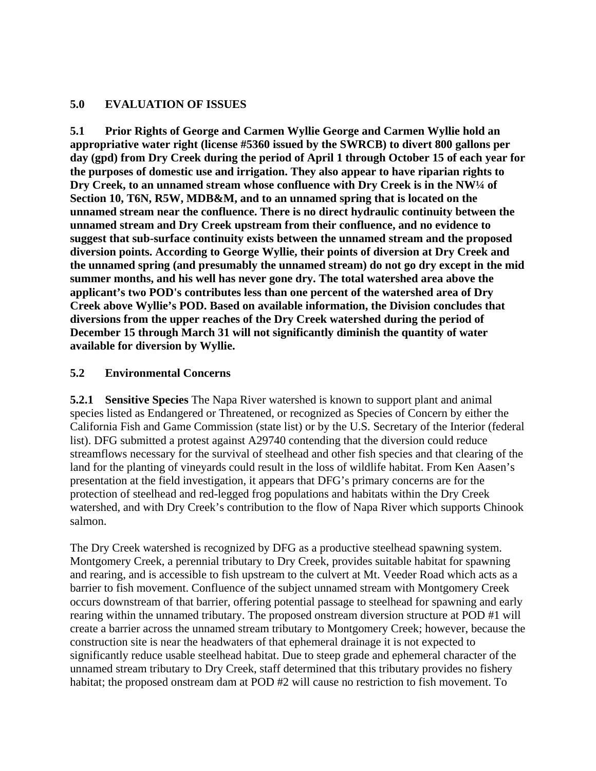## 5.0 EVALUATION OF ISSUES

**5.1 Prior Rights of George and Carmen Wyllie George and Carmen Wyllie hold an appropriative water right (license #5360 issued by the SWRCB) to divert 800 gallons per day (gpd) from Dry Creek during the period of April 1 through October 15 of each year for the purposes of domestic use and irrigation. They also appear to have riparian rights to Dry Creek, to an unnamed stream whose confluence with Dry Creek is in the NW¼ of Section 10, T6N, R5W, MDB&M, and to an unnamed spring that is located on the unnamed stream near the confluence. There is no direct hydraulic continuity between the unnamed stream and Dry Creek upstream from their confluence, and no evidence to suggest that sub-surface continuity exists between the unnamed stream and the proposed diversion points. According to George Wyllie, their points of diversion at Dry Creek and the unnamed spring (and presumably the unnamed stream) do not go dry except in the mid summer months, and his well has never gone dry. The total watershed area above the applicant's two POD's contributes less than one percent of the watershed area of Dry Creek above Wyllie's POD. Based on available information, the Division concludes that diversions from the upper reaches of the Dry Creek watershed during the period of December 15 through March 31 will not significantly diminish the quantity of water available for diversion by Wyllie.**

### 5.2 Environmental Concerns

**5.2.1 Sensitive Species** The Napa River watershed is known to support plant and animal species listed as Endangered or Threatened, or recognized as Species of Concern by either the California Fish and Game Commission (state list) or by the U.S. Secretary of the Interior (federal list). DFG submitted a protest against A29740 contending that the diversion could reduce streamflows necessary for the survival of steelhead and other fish species and that clearing of the land for the planting of vineyards could result in the loss of wildlife habitat. From Ken Aasen's presentation at the field investigation, it appears that DFG's primary concerns are for the protection of steelhead and red-legged frog populations and habitats within the Dry Creek watershed, and with Dry Creek's contribution to the flow of Napa River which supports Chinook salmon.

The Dry Creek watershed is recognized by DFG as a productive steelhead spawning system. Montgomery Creek, a perennial tributary to Dry Creek, provides suitable habitat for spawning and rearing, and is accessible to fish upstream to the culvert at Mt. Veeder Road which acts as a barrier to fish movement. Confluence of the subject unnamed stream with Montgomery Creek occurs downstream of that barrier, offering potential passage to steelhead for spawning and early rearing within the unnamed tributary. The proposed onstream diversion structure at POD #1 will create a barrier across the unnamed stream tributary to Montgomery Creek; however, because the construction site is near the headwaters of that ephemeral drainage it is not expected to significantly reduce usable steelhead habitat. Due to steep grade and ephemeral character of the unnamed stream tributary to Dry Creek, staff determined that this tributary provides no fishery habitat; the proposed onstream dam at POD #2 will cause no restriction to fish movement. To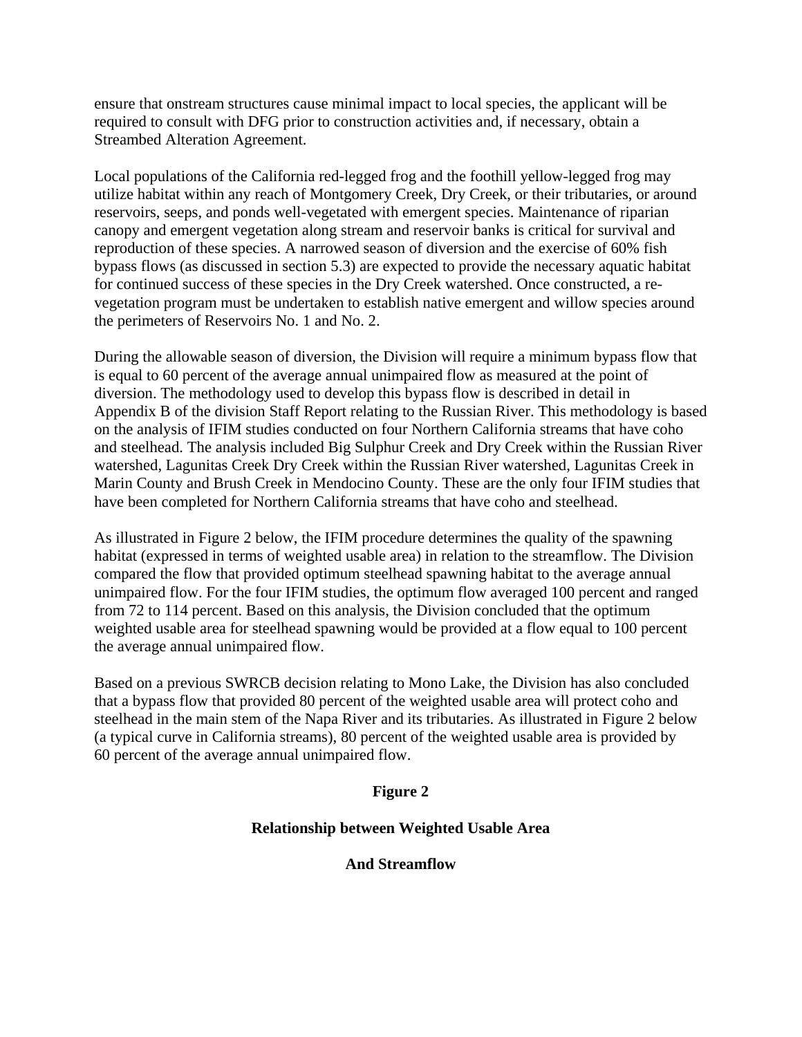ensure that onstream structures cause minimal impact to local species, the applicant will be required to consult with DFG prior to construction activities and, if necessary, obtain a Streambed Alteration Agreement.

Local populations of the California red-legged frog and the foothill yellow-legged frog may utilize habitat within any reach of Montgomery Creek, Dry Creek, or their tributaries, or around reservoirs, seeps, and ponds well-vegetated with emergent species. Maintenance of riparian canopy and emergent vegetation along stream and reservoir banks is critical for survival and reproduction of these species. A narrowed season of diversion and the exercise of 60% fish bypass flows (as discussed in section 5.3) are expected to provide the necessary aquatic habitat for continued success of these species in the Dry Creek watershed. Once constructed, a re-vegetation program must be undertaken to establish native emergent and willow species around the perimeters of Reservoirs No. 1 and No. 2.

During the allowable season of diversion, the Division will require a minimum bypass flow that is equal to 60 percent of the average annual unimpaired flow as measured at the point of diversion. The methodology used to develop this bypass flow is described in detail in Appendix B of the division Staff Report relating to the Russian River. This methodology is based on the analysis of IFIM studies conducted on four Northern California streams that have coho and steelhead. The analysis included Big Sulphur Creek and Dry Creek within the Russian River watershed, Lagunitas Creek Dry Creek within the Russian River watershed, Lagunitas Creek in Marin County and Brush Creek in Mendocino County. These are the only four IFIM studies that have been completed for Northern California streams that have coho and steelhead.

As illustrated in Figure 2 below, the IFIM procedure determines the quality of the spawning habitat (expressed in terms of weighted usable area) in relation to the streamflow. The Division compared the flow that provided optimum steelhead spawning habitat to the average annual unimpaired flow. For the four IFIM studies, the optimum flow averaged 100 percent and ranged from 72 to 114 percent. Based on this analysis, the Division concluded that the optimum weighted usable area for steelhead spawning would be provided at a flow equal to 100 percent the average annual unimpaired flow.

Based on a previous SWRCB decision relating to Mono Lake, the Division has also concluded that a bypass flow that provided 80 percent of the weighted usable area will protect coho and steelhead in the main stem of the Napa River and its tributaries. As illustrated in Figure 2 below (a typical curve in California streams), 80 percent of the weighted usable area is provided by 60 percent of the average annual unimpaired flow.

**Figure 2**

**Relationship between Weighted Usable Area**

**And Streamflow**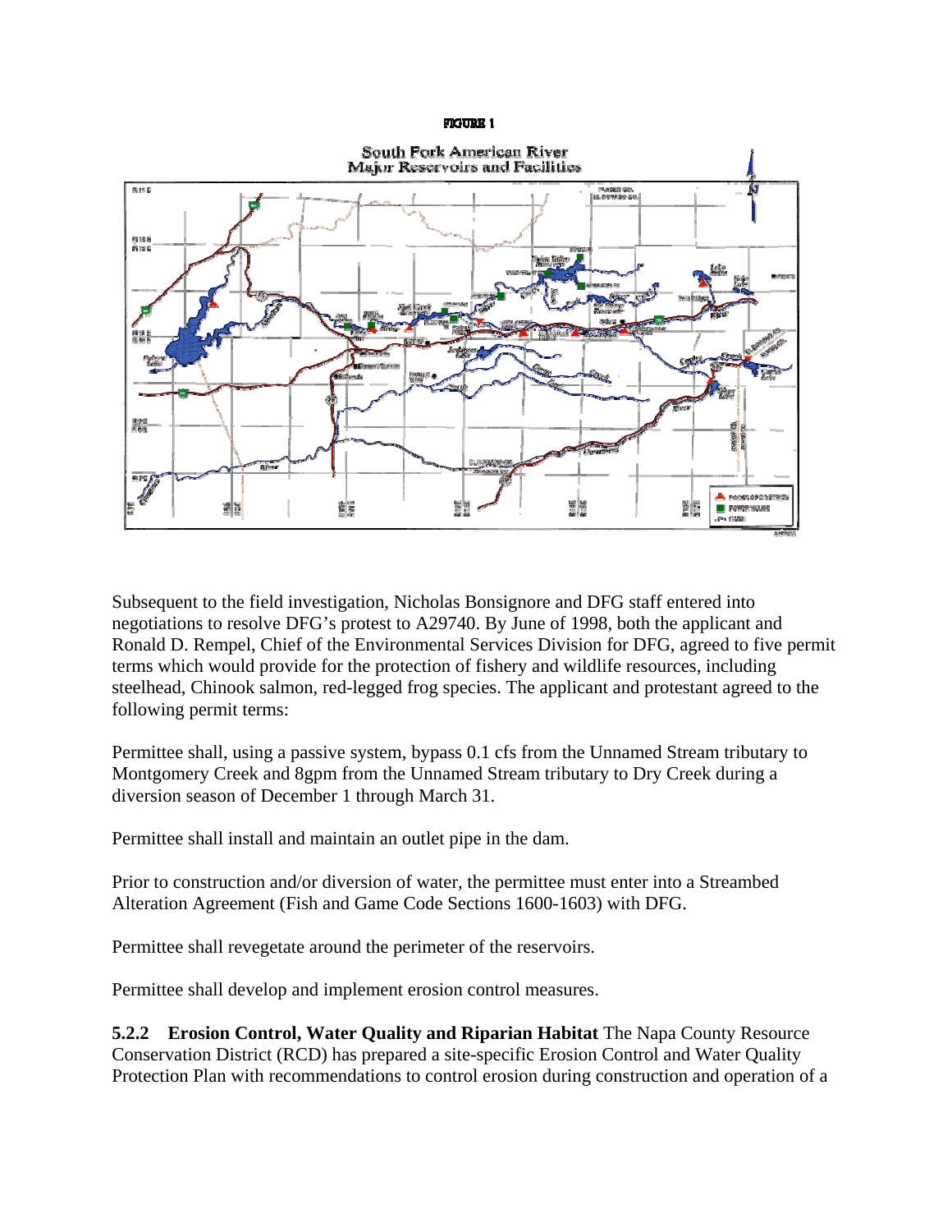FIGURE 1

South Fork American River
Major Reservoirs and Facilities

Subsequent to the field investigation, Nicholas Bonsignore and DFG staff entered into negotiations to resolve DFG's protest to A29740. By June of 1998, both the applicant and Ronald D. Rempel, Chief of the Environmental Services Division for DFG, agreed to five permit terms which would provide for the protection of fishery and wildlife resources, including steelhead, Chinook salmon, red-legged frog species. The applicant and protestant agreed to the following permit terms:

Permittee shall, using a passive system, bypass 0.1 cfs from the Unnamed Stream tributary to Montgomery Creek and 8gpm from the Unnamed Stream tributary to Dry Creek during a diversion season of December 1 through March 31.

Permittee shall install and maintain an outlet pipe in the dam.

Prior to construction and/or diversion of water, the permittee must enter into a Streambed Alteration Agreement (Fish and Game Code Sections 1600-1603) with DFG.

Permittee shall revegetate around the perimeter of the reservoirs.

Permittee shall develop and implement erosion control measures.

**5.2.2 Erosion Control, Water Quality and Riparian Habitat** The Napa County Resource Conservation District (RCD) has prepared a site-specific Erosion Control and Water Quality Protection Plan with recommendations to control erosion during construction and operation of a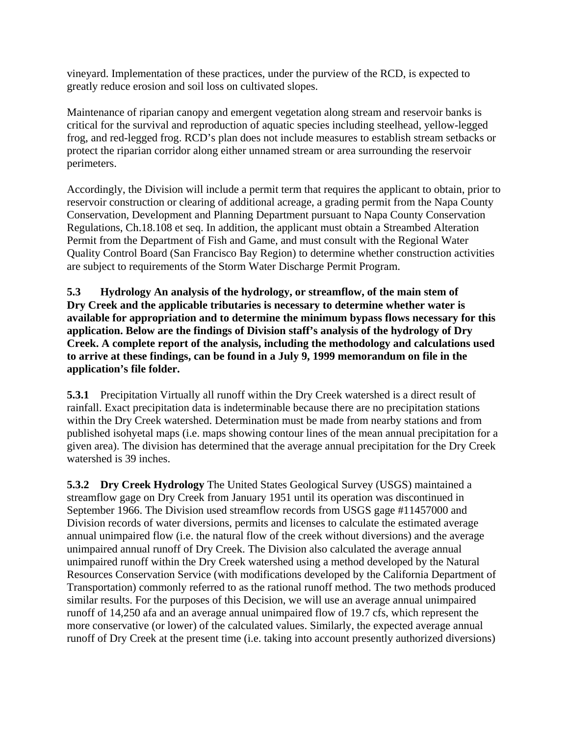vineyard. Implementation of these practices, under the purview of the RCD, is expected to greatly reduce erosion and soil loss on cultivated slopes.

Maintenance of riparian canopy and emergent vegetation along stream and reservoir banks is critical for the survival and reproduction of aquatic species including steelhead, yellow-legged frog, and red-legged frog. RCD's plan does not include measures to establish stream setbacks or protect the riparian corridor along either unnamed stream or area surrounding the reservoir perimeters.

Accordingly, the Division will include a permit term that requires the applicant to obtain, prior to reservoir construction or clearing of additional acreage, a grading permit from the Napa County Conservation, Development and Planning Department pursuant to Napa County Conservation Regulations, Ch.18.108 et seq. In addition, the applicant must obtain a Streambed Alteration Permit from the Department of Fish and Game, and must consult with the Regional Water Quality Control Board (San Francisco Bay Region) to determine whether construction activities are subject to requirements of the Storm Water Discharge Permit Program.

**5.3 Hydrology An analysis of the hydrology, or streamflow, of the main stem of Dry Creek and the applicable tributaries is necessary to determine whether water is available for appropriation and to determine the minimum bypass flows necessary for this application. Below are the findings of Division staff's analysis of the hydrology of Dry Creek. A complete report of the analysis, including the methodology and calculations used to arrive at these findings, can be found in a July 9, 1999 memorandum on file in the application's file folder.**

**5.3.1** Precipitation Virtually all runoff within the Dry Creek watershed is a direct result of rainfall. Exact precipitation data is indeterminable because there are no precipitation stations within the Dry Creek watershed. Determination must be made from nearby stations and from published isohyetal maps (i.e. maps showing contour lines of the mean annual precipitation for a given area). The division has determined that the average annual precipitation for the Dry Creek watershed is 39 inches.

**5.3.2 Dry Creek Hydrology** The United States Geological Survey (USGS) maintained a streamflow gage on Dry Creek from January 1951 until its operation was discontinued in September 1966. The Division used streamflow records from USGS gage #11457000 and Division records of water diversions, permits and licenses to calculate the estimated average annual unimpaired flow (i.e. the natural flow of the creek without diversions) and the average unimpaired annual runoff of Dry Creek. The Division also calculated the average annual unimpaired runoff within the Dry Creek watershed using a method developed by the Natural Resources Conservation Service (with modifications developed by the California Department of Transportation) commonly referred to as the rational runoff method. The two methods produced similar results. For the purposes of this Decision, we will use an average annual unimpaired runoff of 14,250 afa and an average annual unimpaired flow of 19.7 cfs, which represent the more conservative (or lower) of the calculated values. Similarly, the expected average annual runoff of Dry Creek at the present time (i.e. taking into account presently authorized diversions)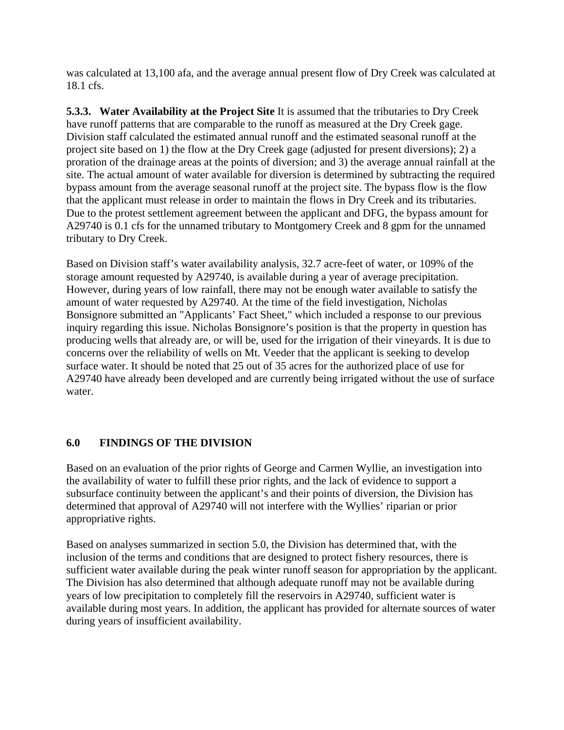was calculated at 13,100 afa, and the average annual present flow of Dry Creek was calculated at 18.1 cfs.

**5.3.3. Water Availability at the Project Site** It is assumed that the tributaries to Dry Creek have runoff patterns that are comparable to the runoff as measured at the Dry Creek gage. Division staff calculated the estimated annual runoff and the estimated seasonal runoff at the project site based on 1) the flow at the Dry Creek gage (adjusted for present diversions); 2) a proration of the drainage areas at the points of diversion; and 3) the average annual rainfall at the site. The actual amount of water available for diversion is determined by subtracting the required bypass amount from the average seasonal runoff at the project site. The bypass flow is the flow that the applicant must release in order to maintain the flows in Dry Creek and its tributaries. Due to the protest settlement agreement between the applicant and DFG, the bypass amount for A29740 is 0.1 cfs for the unnamed tributary to Montgomery Creek and 8 gpm for the unnamed tributary to Dry Creek.

Based on Division staff's water availability analysis, 32.7 acre-feet of water, or 109% of the storage amount requested by A29740, is available during a year of average precipitation. However, during years of low rainfall, there may not be enough water available to satisfy the amount of water requested by A29740. At the time of the field investigation, Nicholas Bonsignore submitted an "Applicants' Fact Sheet," which included a response to our previous inquiry regarding this issue. Nicholas Bonsignore's position is that the property in question has producing wells that already are, or will be, used for the irrigation of their vineyards. It is due to concerns over the reliability of wells on Mt. Veeder that the applicant is seeking to develop surface water. It should be noted that 25 out of 35 acres for the authorized place of use for A29740 have already been developed and are currently being irrigated without the use of surface water.

## 6.0 FINDINGS OF THE DIVISION

Based on an evaluation of the prior rights of George and Carmen Wyllie, an investigation into the availability of water to fulfill these prior rights, and the lack of evidence to support a subsurface continuity between the applicant's and their points of diversion, the Division has determined that approval of A29740 will not interfere with the Wyllies' riparian or prior appropriative rights.

Based on analyses summarized in section 5.0, the Division has determined that, with the inclusion of the terms and conditions that are designed to protect fishery resources, there is sufficient water available during the peak winter runoff season for appropriation by the applicant. The Division has also determined that although adequate runoff may not be available during years of low precipitation to completely fill the reservoirs in A29740, sufficient water is available during most years. In addition, the applicant has provided for alternate sources of water during years of insufficient availability.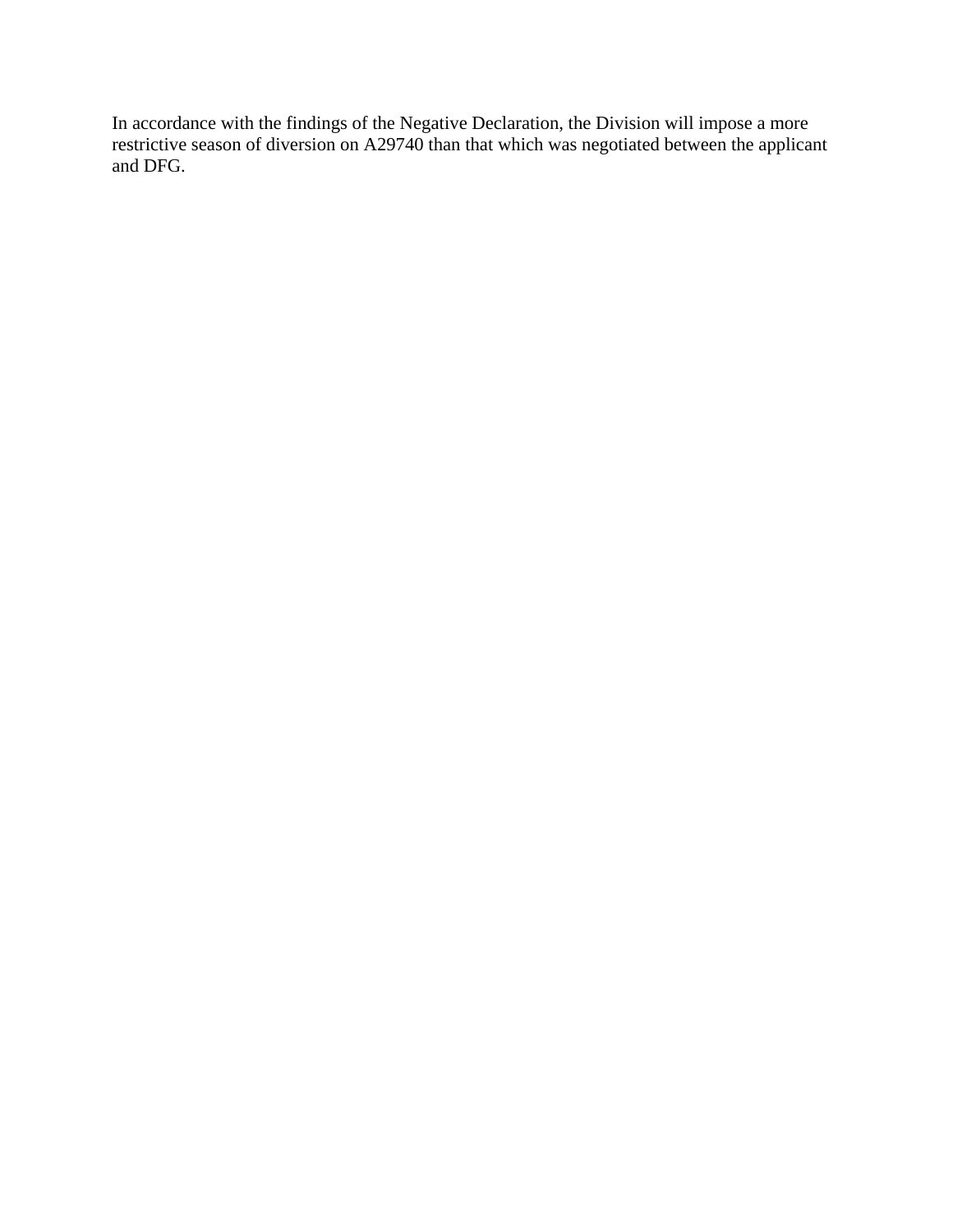In accordance with the findings of the Negative Declaration, the Division will impose a more restrictive season of diversion on A29740 than that which was negotiated between the applicant and DFG.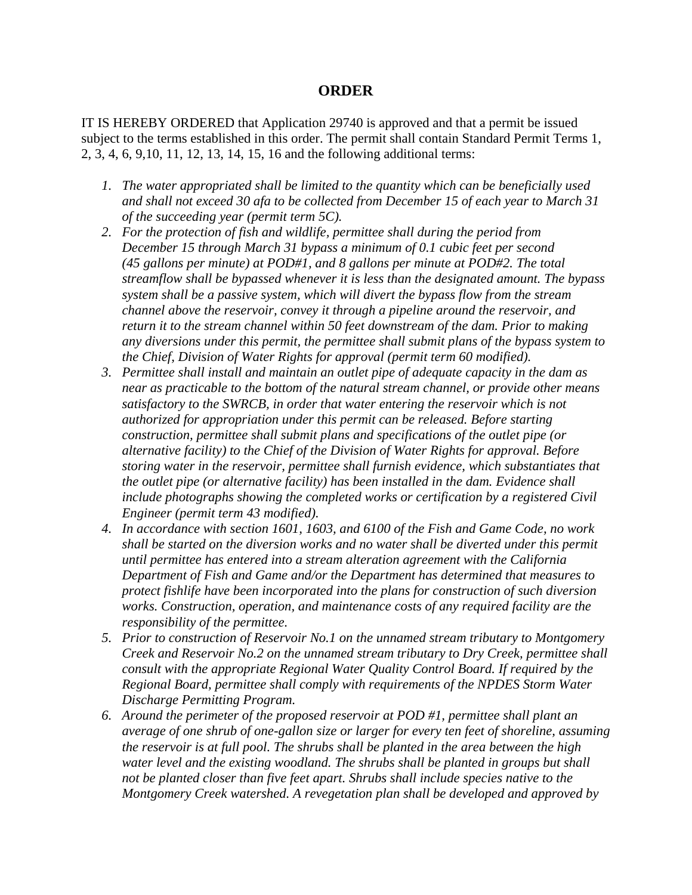# ORDER

IT IS HEREBY ORDERED that Application 29740 is approved and that a permit be issued subject to the terms established in this order. The permit shall contain Standard Permit Terms 1, 2, 3, 4, 6, 9,10, 11, 12, 13, 14, 15, 16 and the following additional terms:

1. *The water appropriated shall be limited to the quantity which can be beneficially used and shall not exceed 30 afa to be collected from December 15 of each year to March 31 of the succeeding year (permit term 5C).*
2. *For the protection of fish and wildlife, permittee shall during the period from December 15 through March 31 bypass a minimum of 0.1 cubic feet per second (45 gallons per minute) at POD#1, and 8 gallons per minute at POD#2. The total streamflow shall be bypassed whenever it is less than the designated amount. The bypass system shall be a passive system, which will divert the bypass flow from the stream channel above the reservoir, convey it through a pipeline around the reservoir, and return it to the stream channel within 50 feet downstream of the dam. Prior to making any diversions under this permit, the permittee shall submit plans of the bypass system to the Chief, Division of Water Rights for approval (permit term 60 modified).*
3. *Permittee shall install and maintain an outlet pipe of adequate capacity in the dam as near as practicable to the bottom of the natural stream channel, or provide other means satisfactory to the SWRCB, in order that water entering the reservoir which is not authorized for appropriation under this permit can be released. Before starting construction, permittee shall submit plans and specifications of the outlet pipe (or alternative facility) to the Chief of the Division of Water Rights for approval. Before storing water in the reservoir, permittee shall furnish evidence, which substantiates that the outlet pipe (or alternative facility) has been installed in the dam. Evidence shall include photographs showing the completed works or certification by a registered Civil Engineer (permit term 43 modified).*
4. *In accordance with section 1601, 1603, and 6100 of the Fish and Game Code, no work shall be started on the diversion works and no water shall be diverted under this permit until permittee has entered into a stream alteration agreement with the California Department of Fish and Game and/or the Department has determined that measures to protect fishlife have been incorporated into the plans for construction of such diversion works. Construction, operation, and maintenance costs of any required facility are the responsibility of the permittee.*
5. *Prior to construction of Reservoir No.1 on the unnamed stream tributary to Montgomery Creek and Reservoir No.2 on the unnamed stream tributary to Dry Creek, permittee shall consult with the appropriate Regional Water Quality Control Board. If required by the Regional Board, permittee shall comply with requirements of the NPDES Storm Water Discharge Permitting Program.*
6. *Around the perimeter of the proposed reservoir at POD #1, permittee shall plant an average of one shrub of one-gallon size or larger for every ten feet of shoreline, assuming the reservoir is at full pool. The shrubs shall be planted in the area between the high water level and the existing woodland. The shrubs shall be planted in groups but shall not be planted closer than five feet apart. Shrubs shall include species native to the Montgomery Creek watershed. A revegetation plan shall be developed and approved by*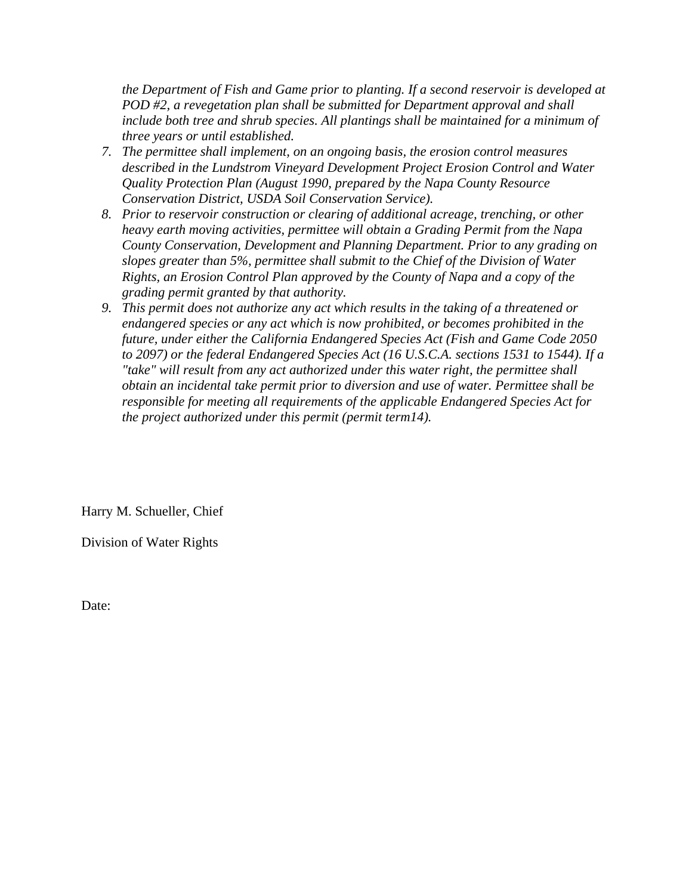*the Department of Fish and Game prior to planting. If a second reservoir is developed at POD #2, a revegetation plan shall be submitted for Department approval and shall include both tree and shrub species. All plantings shall be maintained for a minimum of three years or until established.*

7. *The permittee shall implement, on an ongoing basis, the erosion control measures described in the Lundstrom Vineyard Development Project Erosion Control and Water Quality Protection Plan (August 1990, prepared by the Napa County Resource Conservation District, USDA Soil Conservation Service).*
8. *Prior to reservoir construction or clearing of additional acreage, trenching, or other heavy earth moving activities, permittee will obtain a Grading Permit from the Napa County Conservation, Development and Planning Department. Prior to any grading on slopes greater than 5%, permittee shall submit to the Chief of the Division of Water Rights, an Erosion Control Plan approved by the County of Napa and a copy of the grading permit granted by that authority.*
9. *This permit does not authorize any act which results in the taking of a threatened or endangered species or any act which is now prohibited, or becomes prohibited in the future, under either the California Endangered Species Act (Fish and Game Code 2050 to 2097) or the federal Endangered Species Act (16 U.S.C.A. sections 1531 to 1544). If a "take" will result from any act authorized under this water right, the permittee shall obtain an incidental take permit prior to diversion and use of water. Permittee shall be responsible for meeting all requirements of the applicable Endangered Species Act for the project authorized under this permit (permit term14).*

Harry M. Schueller, Chief

Division of Water Rights

Date: